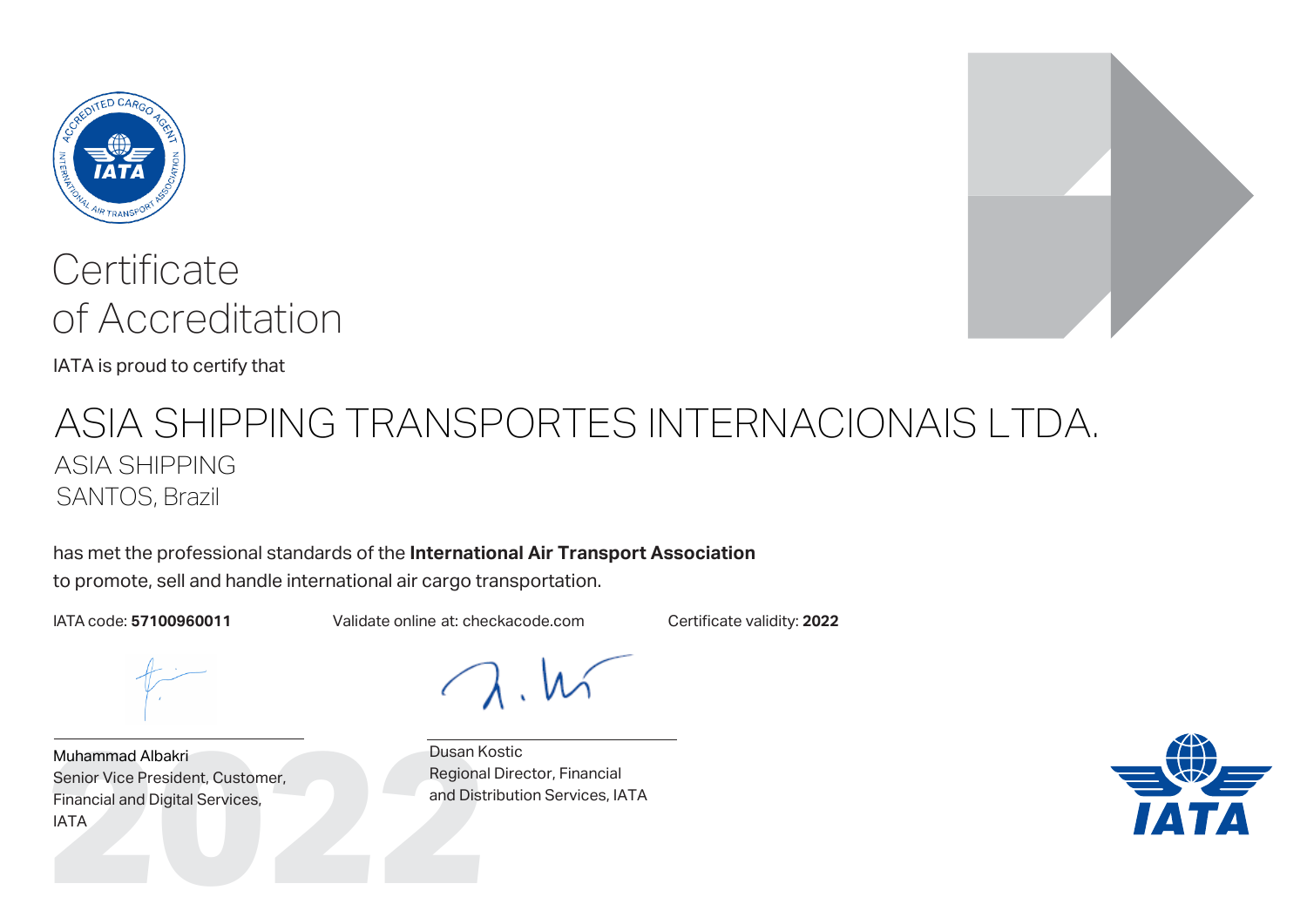# Certificate of Accreditation

IATA is proud to certify that

## ASIA SHIPPING TRANSPORTES INTERNACIONAIS LTDA.

ASIA SHIPPING
SANTOS, Brazil

has met the professional standards of the **International Air Transport Association** to promote, sell and handle international air cargo transportation.

IATA code: **57100960011**

Validate online at: checkacode.com

Certificate validity: **2022**

Muhammad Albakri
Senior Vice President, Customer, Financial and Digital Services, IATA

Dusan Kostic
Regional Director, Financial and Distribution Services, IATA

2022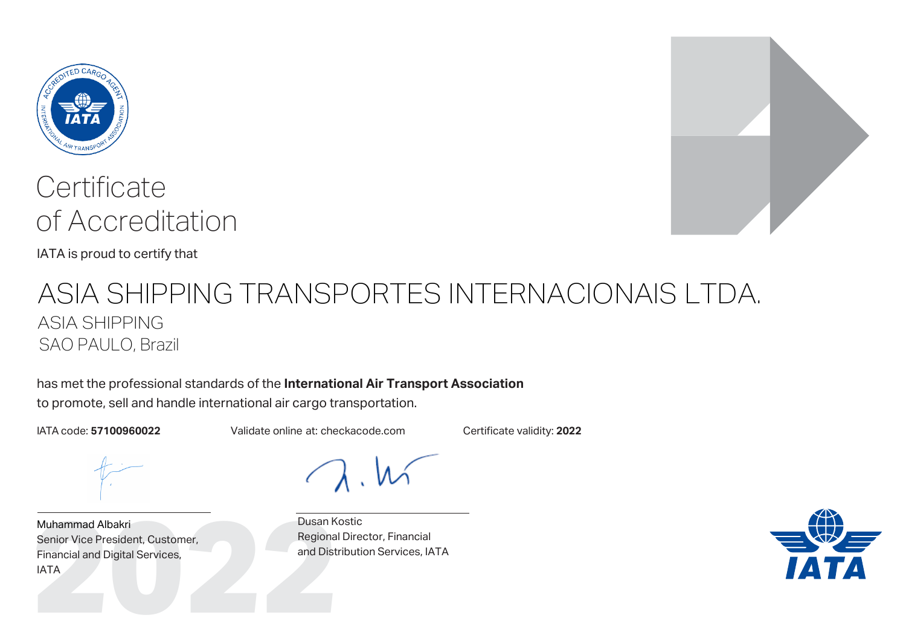# Certificate of Accreditation

IATA is proud to certify that

## ASIA SHIPPING TRANSPORTES INTERNACIONAIS LTDA.

ASIA SHIPPING
SAO PAULO, Brazil

has met the professional standards of the **International Air Transport Association** to promote, sell and handle international air cargo transportation.

IATA code: **57100960022**

Validate online at: checkacode.com

Certificate validity: **2022**

Muhammad Albakri
Senior Vice President, Customer, Financial and Digital Services, IATA

Dusan Kostic
Regional Director, Financial and Distribution Services, IATA

2022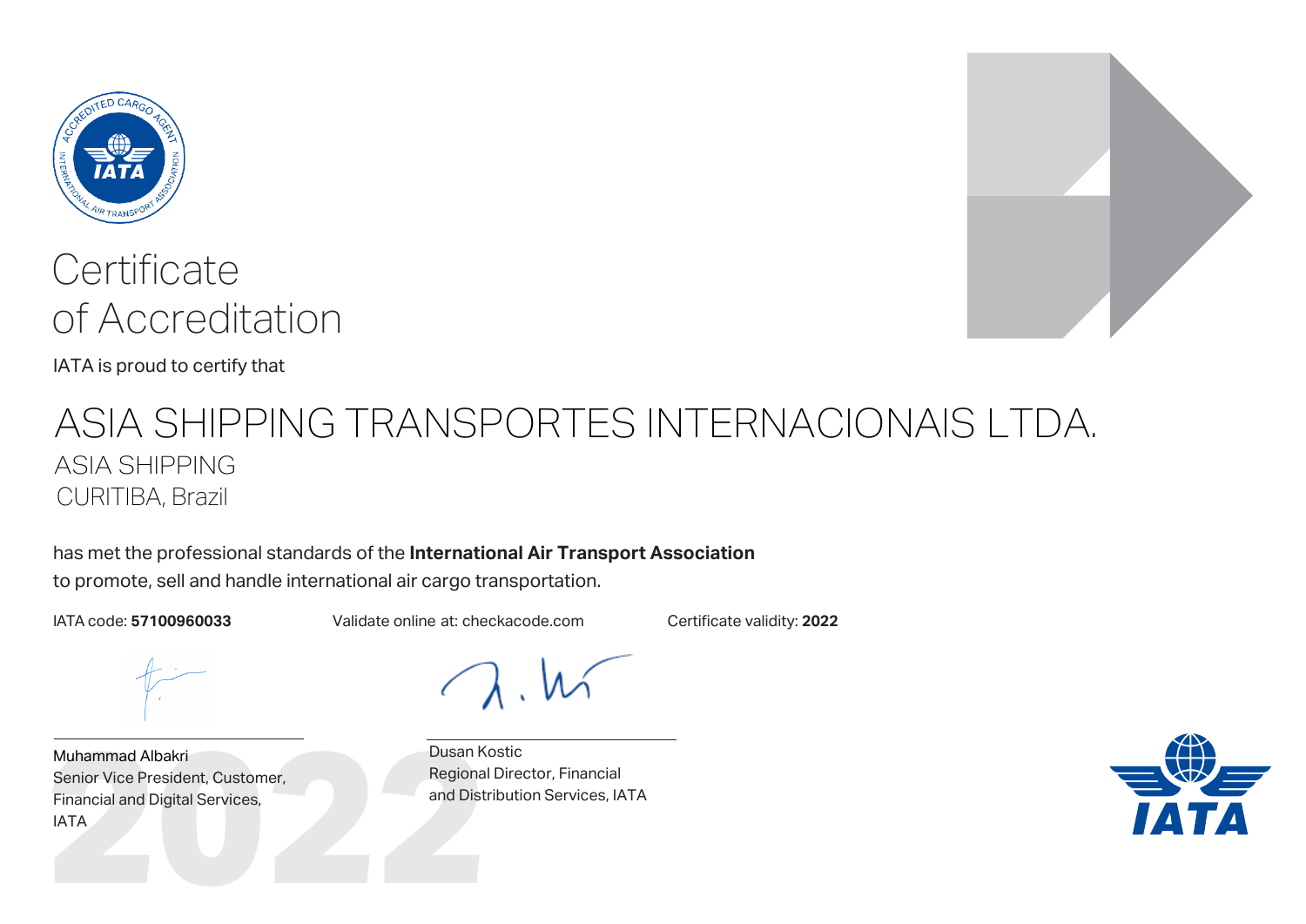# Certificate of Accreditation

IATA is proud to certify that

## ASIA SHIPPING TRANSPORTES INTERNACIONAIS LTDA.

ASIA SHIPPING
CURITIBA, Brazil

has met the professional standards of the **International Air Transport Association** to promote, sell and handle international air cargo transportation.

IATA code: **57100960033**

Validate online at: checkacode.com

Certificate validity: **2022**

Muhammad Albakri
Senior Vice President, Customer, Financial and Digital Services, IATA

Dusan Kostic
Regional Director, Financial and Distribution Services, IATA

2022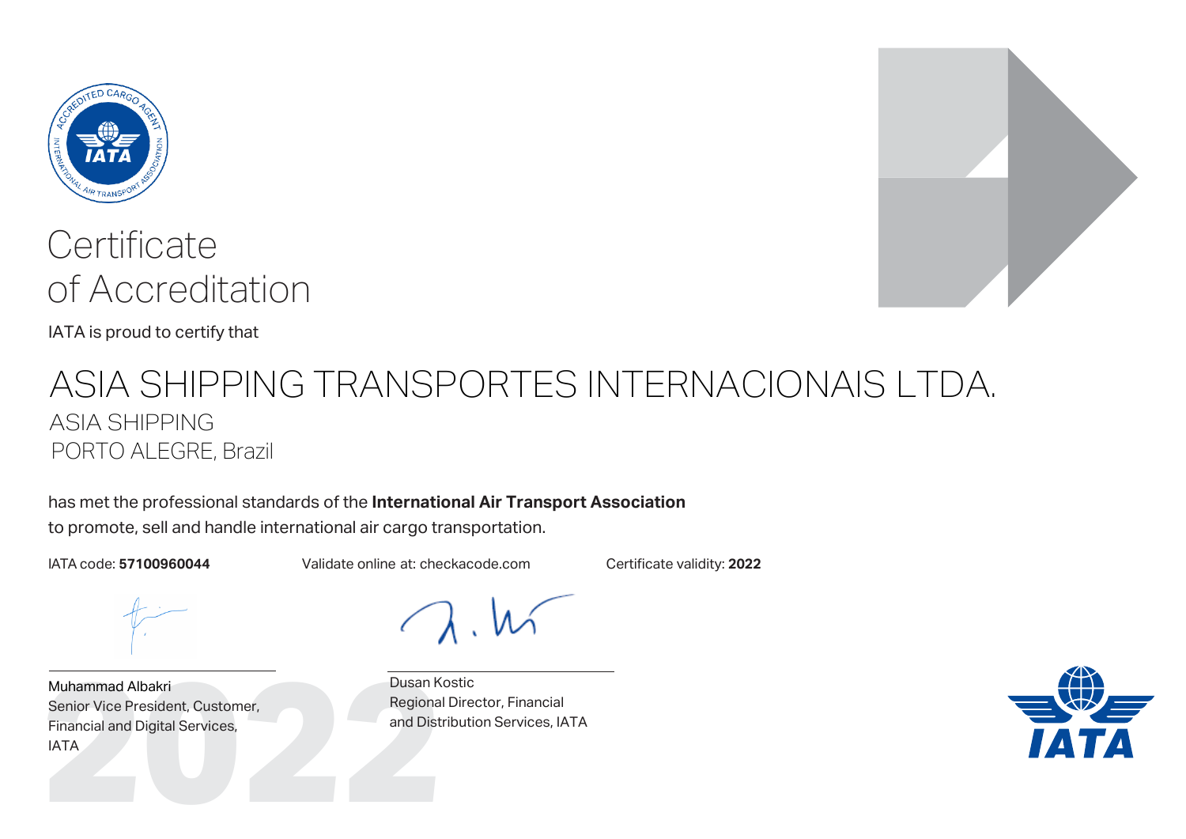# Certificate of Accreditation

IATA is proud to certify that

## ASIA SHIPPING TRANSPORTES INTERNACIONAIS LTDA.

ASIA SHIPPING
PORTO ALEGRE, Brazil

has met the professional standards of the **International Air Transport Association** to promote, sell and handle international air cargo transportation.

IATA code: **57100960044**

Validate online at: checkacode.com

Certificate validity: **2022**

Muhammad Albakri
Senior Vice President, Customer, Financial and Digital Services, IATA

Dusan Kostic
Regional Director, Financial and Distribution Services, IATA

2022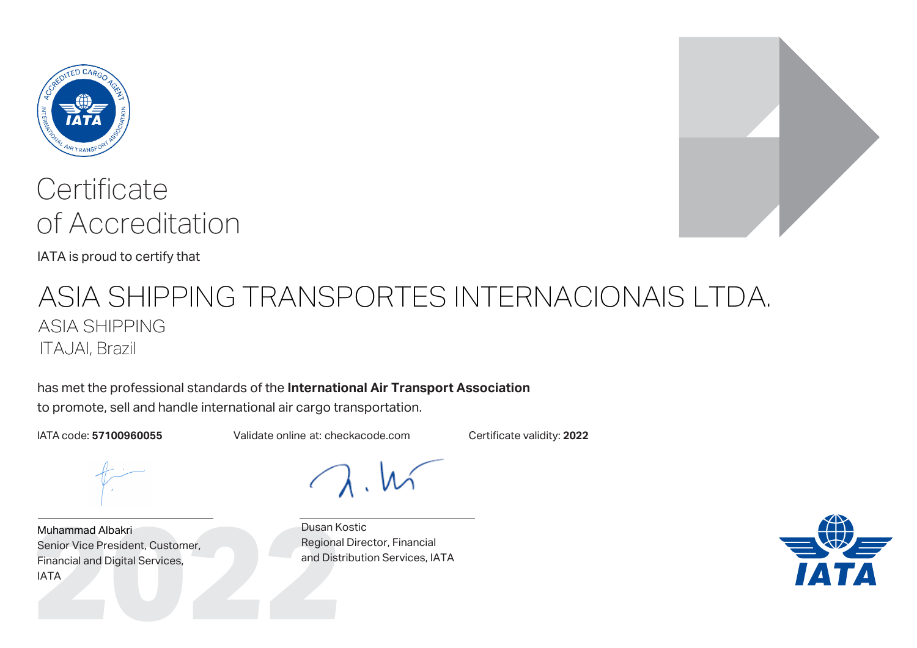# Certificate of Accreditation

IATA is proud to certify that

## ASIA SHIPPING TRANSPORTES INTERNACIONAIS LTDA.

ASIA SHIPPING

ITAJAI, Brazil

has met the professional standards of the **International Air Transport Association** to promote, sell and handle international air cargo transportation.

IATA code: **57100960055**

Validate online at: checkacode.com

Certificate validity: **2022**

Muhammad Albakri
Senior Vice President, Customer, Financial and Digital Services, IATA

Dusan Kostic
Regional Director, Financial and Distribution Services, IATA

2022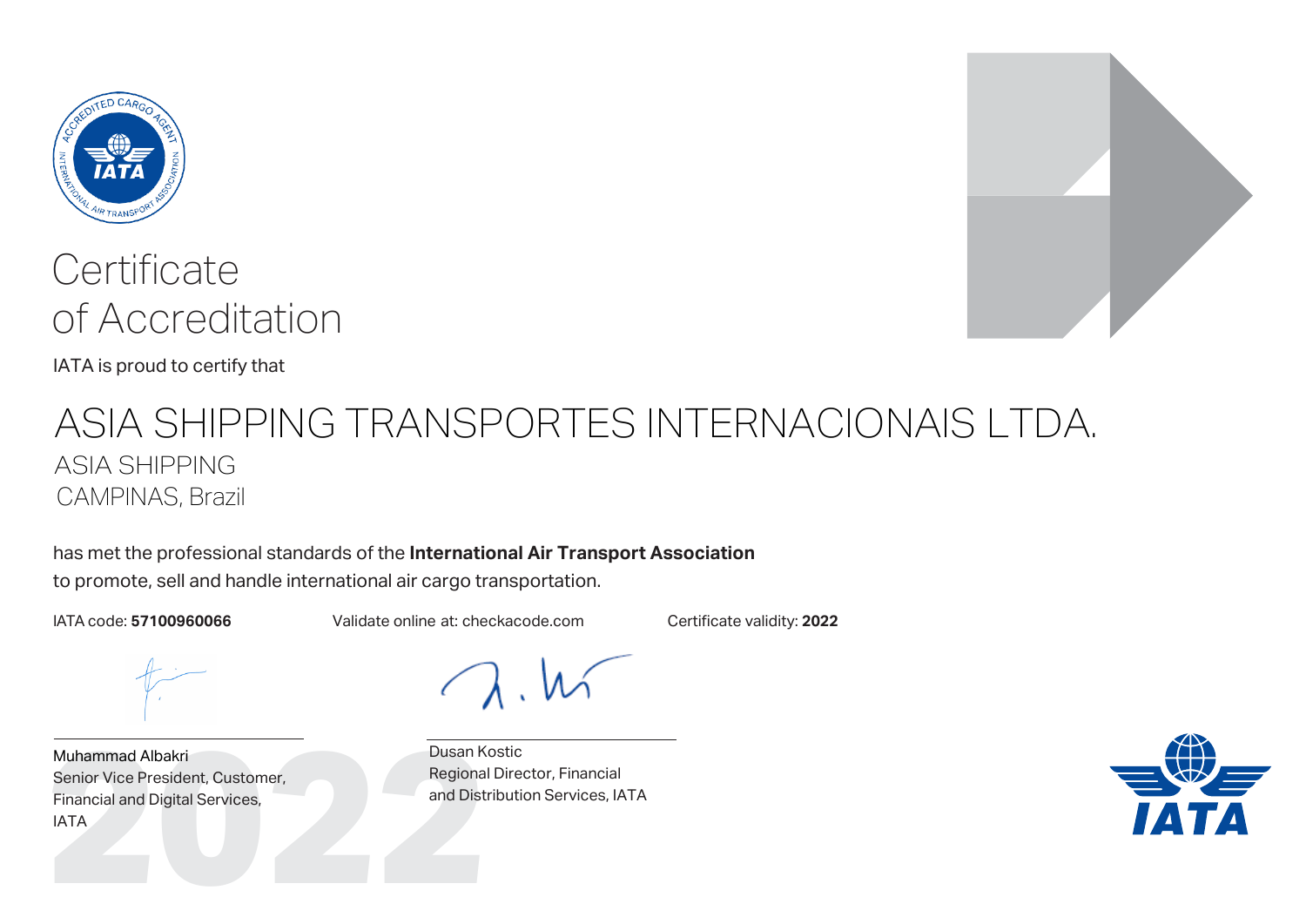# Certificate of Accreditation

IATA is proud to certify that

## ASIA SHIPPING TRANSPORTES INTERNACIONAIS LTDA.

ASIA SHIPPING
CAMPINAS, Brazil

has met the professional standards of the **International Air Transport Association** to promote, sell and handle international air cargo transportation.

IATA code: **57100960066**

Validate online at: checkacode.com

Certificate validity: **2022**

Muhammad Albakri
Senior Vice President, Customer, Financial and Digital Services, IATA

Dusan Kostic
Regional Director, Financial and Distribution Services, IATA

2022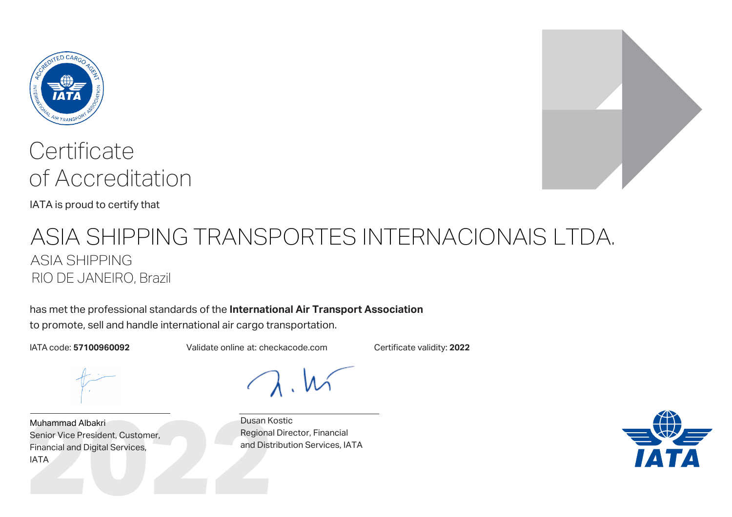# Certificate of Accreditation

IATA is proud to certify that

## ASIA SHIPPING TRANSPORTES INTERNACIONAIS LTDA.

ASIA SHIPPING
RIO DE JANEIRO, Brazil

has met the professional standards of the **International Air Transport Association** to promote, sell and handle international air cargo transportation.

IATA code: **57100960092**

Validate online at: checkacode.com

Certificate validity: **2022**

Muhammad Albakri
Senior Vice President, Customer, Financial and Digital Services, IATA

Dusan Kostic
Regional Director, Financial and Distribution Services, IATA

2022